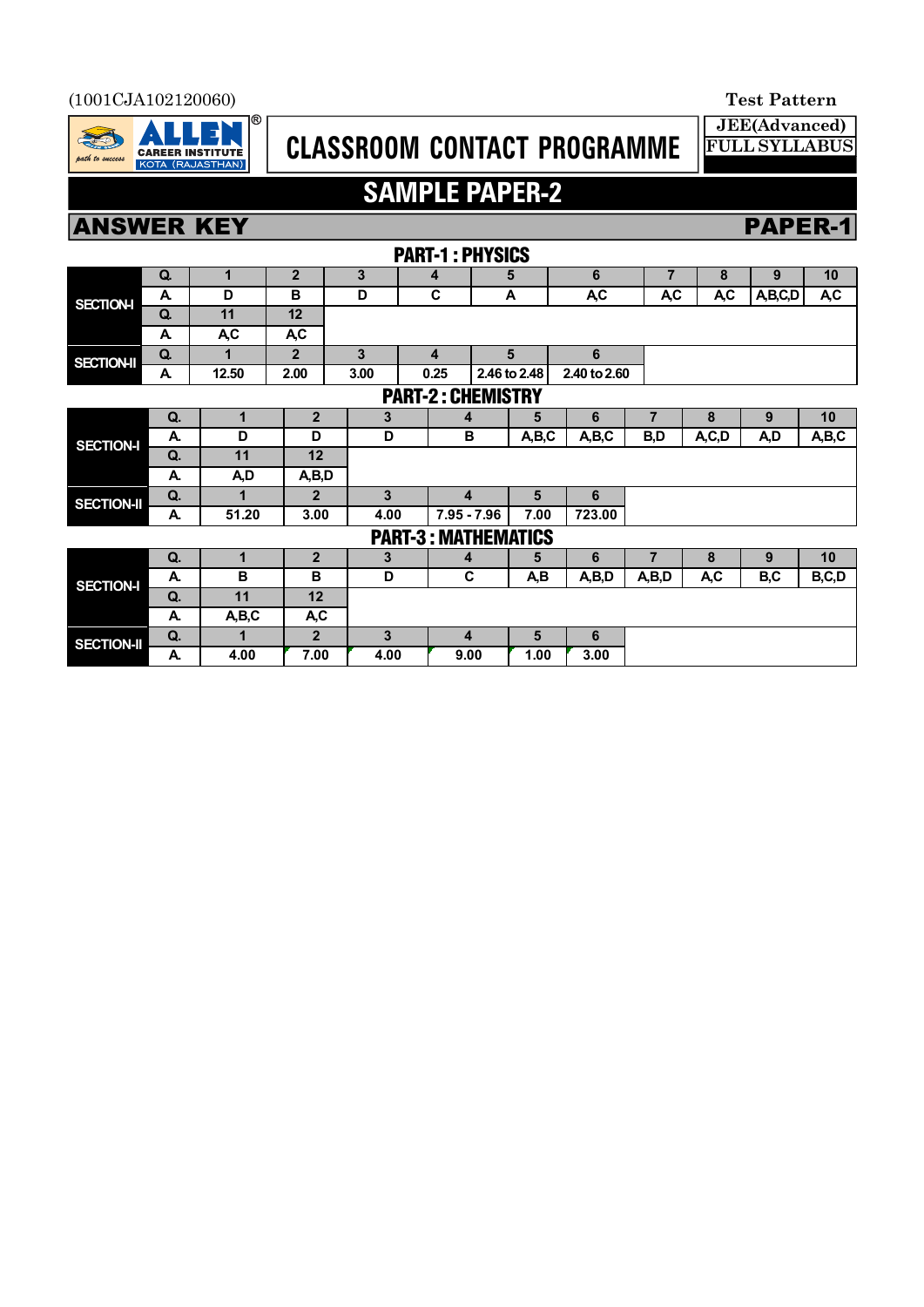(1001CJA102120060)

Test Pattern

ALLEN CAREER INSTITUTE KOTA (RAJASTHAN)

# CLASSROOM CONTACT PROGRAMME

JEE(Advanced) FULL SYLLABUS

## SAMPLE PAPER-2

## ANSWER KEY — PAPER-1

### PART-1 : PHYSICS

| | Q. | 1 | 2 | 3 | 4 | 5 | 6 | 7 | 8 | 9 | 10 |
|---|---|---|---|---|---|---|---|---|---|---|---|
| SECTION-I | A. | D | B | D | C | A | A,C | A,C | A,C | A,B,C,D | A,C |
| | Q. | 11 | 12 | | | | | | | | |
| | A. | A,C | A,C | | | | | | | | |
| SECTION-II | Q. | 1 | 2 | 3 | 4 | 5 | 6 | | | | |
| | A. | 12.50 | 2.00 | 3.00 | 0.25 | 2.46 to 2.48 | 2.40 to 2.60 | | | | |

### PART-2 : CHEMISTRY

| | Q. | 1 | 2 | 3 | 4 | 5 | 6 | 7 | 8 | 9 | 10 |
|---|---|---|---|---|---|---|---|---|---|---|---|
| SECTION-I | A. | D | D | D | B | A,B,C | A,B,C | B,D | A,C,D | A,D | A,B,C |
| | Q. | 11 | 12 | | | | | | | | |
| | A. | A,D | A,B,D | | | | | | | | |
| SECTION-II | Q. | 1 | 2 | 3 | 4 | 5 | 6 | | | | |
| | A. | 51.20 | 3.00 | 4.00 | 7.95 - 7.96 | 7.00 | 723.00 | | | | |

### PART-3 : MATHEMATICS

| | Q. | 1 | 2 | 3 | 4 | 5 | 6 | 7 | 8 | 9 | 10 |
|---|---|---|---|---|---|---|---|---|---|---|---|
| SECTION-I | A. | B | B | D | C | A,B | A,B,D | A,B,D | A,C | B,C | B,C,D |
| | Q. | 11 | 12 | | | | | | | | |
| | A. | A,B,C | A,C | | | | | | | | |
| SECTION-II | Q. | 1 | 2 | 3 | 4 | 5 | 6 | | | | |
| | A. | 4.00 | 7.00 | 4.00 | 9.00 | 1.00 | 3.00 | | | | |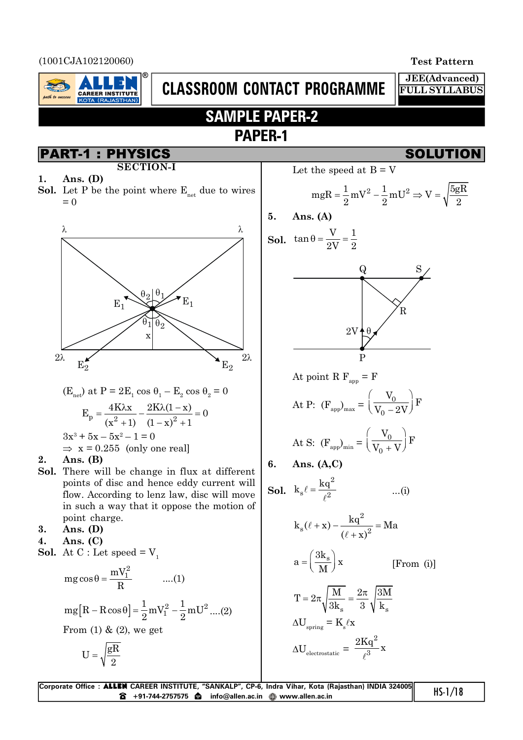(1001CJA102120060)

Test Pattern

CLASSROOM CONTACT PROGRAMME

JEE(Advanced) FULL SYLLABUS

# SAMPLE PAPER-2

## PAPER-1

## PART-1 : PHYSICS — SOLUTION

### SECTION-I

**1. Ans. (D)**

**Sol.** Let P be the point where $E_{net}$ due to wires = 0

($E_{net}$) at P = $2E_1 \cos \theta_1 - E_2 \cos \theta_2 = 0$

$$E_p = \frac{4K\lambda x}{(x^2+1)} - \frac{2K\lambda(1-x)}{(1-x)^2+1} = 0$$

$3x^3 + 5x - 5x^2 - 1 = 0$

$\Rightarrow$ x = 0.255 (only one real]

**2. Ans. (B)**

**Sol.** There will be change in flux at different points of disc and hence eddy current will flow. According to lenz law, disc will move in such a way that it oppose the motion of point charge.

**3. Ans. (D)**

**4. Ans. (C)**

**Sol.** At C : Let speed = $V_1$

$$mg\cos\theta = \frac{mV_1^2}{R} \quad ....(1)$$

$$mg\left[R - R\cos\theta\right] = \frac{1}{2}mV_1^2 - \frac{1}{2}mU^2 \;....(2)$$

From (1) & (2), we get

$$U = \sqrt{\frac{gR}{2}}$$

Let the speed at B = V

$$mgR = \frac{1}{2}mV^2 - \frac{1}{2}mU^2 \Rightarrow V = \sqrt{\frac{5gR}{2}}$$

**5. Ans. (A)**

**Sol.** $\tan\theta = \frac{V}{2V} = \frac{1}{2}$

At point R $F_{app}$ = F

At P: $(F_{app})_{max} = \left(\frac{V_0}{V_0 - 2V}\right)F$

At S: $(F_{app})_{min} = \left(\frac{V_0}{V_0 + V}\right)F$

**6. Ans. (A,C)**

**Sol.** $k_s\ell = \frac{kq^2}{\ell^2} \quad ...(i)$

$$k_s(\ell + x) - \frac{kq^2}{(\ell+x)^2} = Ma$$

$$a = \left(\frac{3k_s}{M}\right)x \quad \text{[From (i)]}$$

$$T = 2\pi\sqrt{\frac{M}{3k_s}} = \frac{2\pi}{3}\sqrt{\frac{3M}{k_s}}$$

$\Delta U_{spring} = K_s\ell x$

$$\Delta U_{electrostatic} = \frac{2Kq^2}{\ell^3}x$$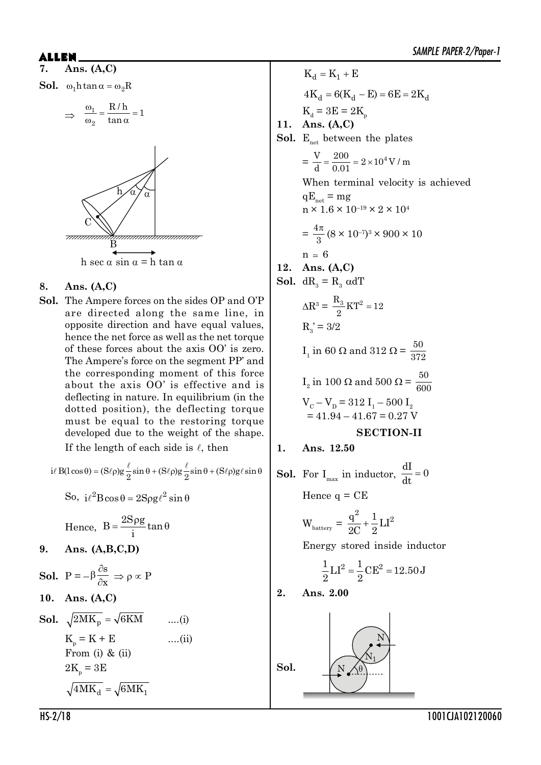**7. Ans. (A,C)**

**Sol.** $\omega_1 h \tan\alpha = \omega_2 R$

$$\Rightarrow \frac{\omega_1}{\omega_2} = \frac{R/h}{\tan\alpha} = 1$$

h sec α sin α = h tan α

**8. Ans. (A,C)**

**Sol.** The Ampere forces on the sides OP and O'P are directed along the same line, in opposite direction and have equal values, hence the net force as well as the net torque of these forces about the axis OO' is zero. The Ampere's force on the segment PP' and the corresponding moment of this force about the axis OO' is effective and is deflecting in nature. In equilibrium (in the dotted position), the deflecting torque must be equal to the restoring torque developed due to the weight of the shape.

If the length of each side is $\ell$, then

$$i\ell B(l\cos\theta) = (S\ell\rho)g\frac{\ell}{2}\sin\theta + (S\ell\rho)g\frac{\ell}{2}\sin\theta + (S\ell\rho)g\ell\sin\theta$$

So, $i\ell^2 B\cos\theta = 2S\rho g\ell^2\sin\theta$

Hence, $B = \dfrac{2S\rho g}{i}\tan\theta$

**9. Ans. (A,B,C,D)**

**Sol.** $P = -\beta\dfrac{\partial s}{\partial x} \Rightarrow \rho \propto P$

**10. Ans. (A,C)**

**Sol.** $\sqrt{2MK_p} = \sqrt{6KM}$ ....(i)

$K_p = K + E$ ....(ii)

From (i) & (ii)

$2K_p = 3E$

$\sqrt{4MK_d} = \sqrt{6MK_1}$

$K_d = K_1 + E$

$4K_d = 6(K_d - E) = 6E = 2K_d$

$K_d = 3E = 2K_p$

**11. Ans. (A,C)**

**Sol.** $E_{net}$ between the plates

$= \dfrac{V}{d} = \dfrac{200}{0.01} = 2\times10^4\,V/m$

When terminal velocity is achieved

$qE_{net} = mg$

$n \times 1.6\times10^{-19}\times 2\times10^4$

$= \dfrac{4\pi}{3}(8\times10^{-7})^3 \times 900 \times 10$

$n \simeq 6$

**12. Ans. (A,C)**

**Sol.** $dR_3 = R_3\,\alpha dT$

$\Delta R^3 = \dfrac{R_3}{2}KT^2 = 12$

$R_3' = 3/2$

$I_1$ in 60 Ω and 312 Ω $= \dfrac{50}{372}$

$I_2$ in 100 Ω and 500 Ω $= \dfrac{50}{600}$

$V_C - V_D = 312\,I_1 - 500\,I_2$
$= 41.94 - 41.67 = 0.27$ V

## SECTION-II

**1. Ans. 12.50**

**Sol.** For $I_{max}$ in inductor, $\dfrac{dI}{dt} = 0$

Hence q = CE

$W_{battery} = \dfrac{q^2}{2C} + \dfrac{1}{2}LI^2$

Energy stored inside inductor

$$\frac{1}{2}LI^2 = \frac{1}{2}CE^2 = 12.50\,J$$

**2. Ans. 2.00**

**Sol.**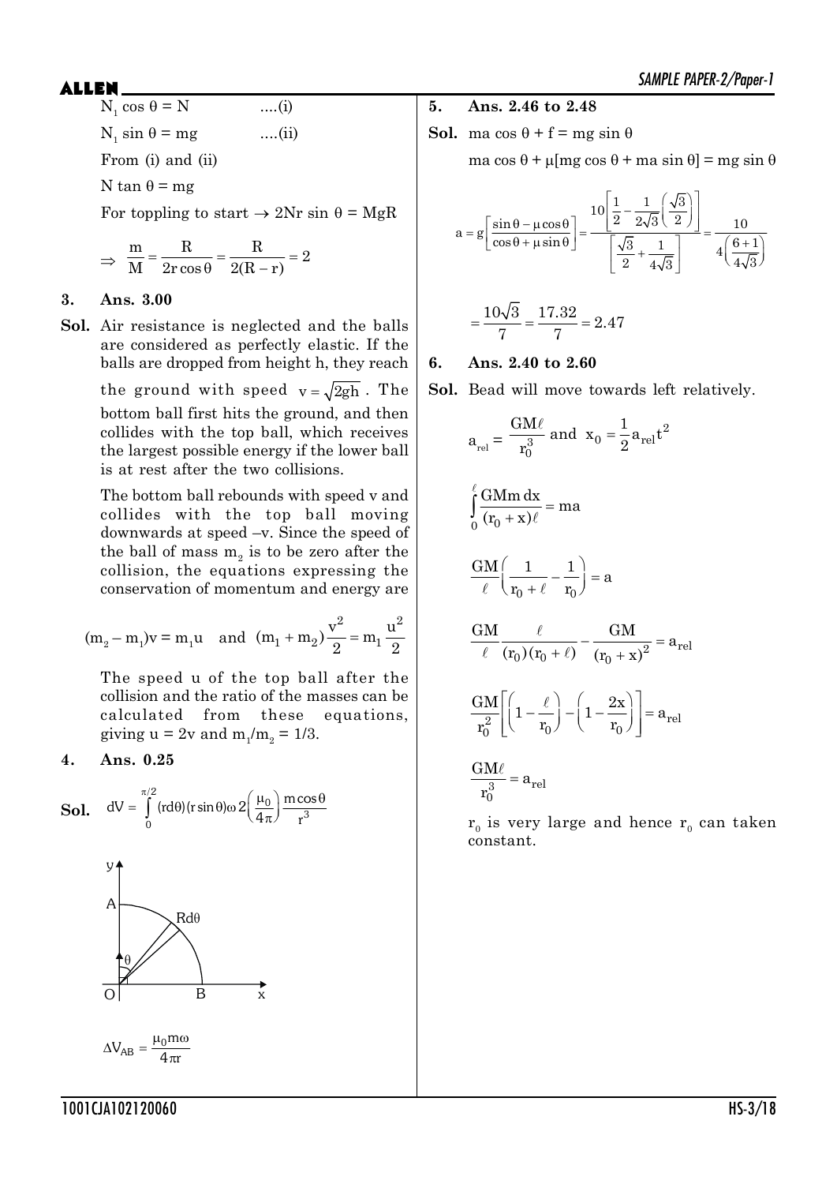$N_1 \cos\theta = N$ ....(i)

$N_1 \sin\theta = mg$ ....(ii)

From (i) and (ii)

$N \tan\theta = mg$

For toppling to start $\rightarrow 2Nr \sin\theta = MgR$

$$\Rightarrow \frac{m}{M} = \frac{R}{2r\cos\theta} = \frac{R}{2(R-r)} = 2$$

**3. Ans. 3.00**

**Sol.** Air resistance is neglected and the balls are considered as perfectly elastic. If the balls are dropped from height h, they reach the ground with speed $v = \sqrt{2gh}$. The bottom ball first hits the ground, and then collides with the top ball, which receives the largest possible energy if the lower ball is at rest after the two collisions.

The bottom ball rebounds with speed v and collides with the top ball moving downwards at speed –v. Since the speed of the ball of mass $m_2$ is to be zero after the collision, the equations expressing the conservation of momentum and energy are

$$(m_2 - m_1)v = m_1 u \quad \text{and} \quad (m_1 + m_2)\frac{v^2}{2} = m_1 \frac{u^2}{2}$$

The speed u of the top ball after the collision and the ratio of the masses can be calculated from these equations, giving $u = 2v$ and $m_1/m_2 = 1/3$.

**4. Ans. 0.25**

**Sol.** $$dV = \int_0^{\pi/2} (rd\theta)(r\sin\theta)\omega\, 2\left(\frac{\mu_0}{4\pi}\right)\frac{m\cos\theta}{r^3}$$

$$\Delta V_{AB} = \frac{\mu_0 m\omega}{4\pi r}$$

**5. Ans. 2.46 to 2.48**

**Sol.** $ma\cos\theta + f = mg\sin\theta$

$ma\cos\theta + \mu[mg\cos\theta + ma\sin\theta] = mg\sin\theta$

$$a = g\left[\frac{\sin\theta - \mu\cos\theta}{\cos\theta + \mu\sin\theta}\right] = \frac{10\left[\frac{1}{2} - \frac{1}{2\sqrt{3}}\left(\frac{\sqrt{3}}{2}\right)\right]}{\left[\frac{\sqrt{3}}{2} + \frac{1}{4\sqrt{3}}\right]} = \frac{10}{4\left(\frac{6+1}{4\sqrt{3}}\right)}$$

$$= \frac{10\sqrt{3}}{7} = \frac{17.32}{7} = 2.47$$

**6. Ans. 2.40 to 2.60**

**Sol.** Bead will move towards left relatively.

$$a_{rel} = \frac{GM\ell}{r_0^3} \text{ and } x_0 = \frac{1}{2}a_{rel}t^2$$

$$\int_0^{\ell} \frac{GMm\,dx}{(r_0 + x)\ell} = ma$$

$$\frac{GM}{\ell}\left(\frac{1}{r_0 + \ell} - \frac{1}{r_0}\right) = a$$

$$\frac{GM}{\ell}\frac{\ell}{(r_0)(r_0 + \ell)} - \frac{GM}{(r_0 + x)^2} = a_{rel}$$

$$\frac{GM}{r_0^2}\left[\left(1 - \frac{\ell}{r_0}\right) - \left(1 - \frac{2x}{r_0}\right)\right] = a_{rel}$$

$$\frac{GM\ell}{r_0^3} = a_{rel}$$

$r_0$ is very large and hence $r_0$ can taken constant.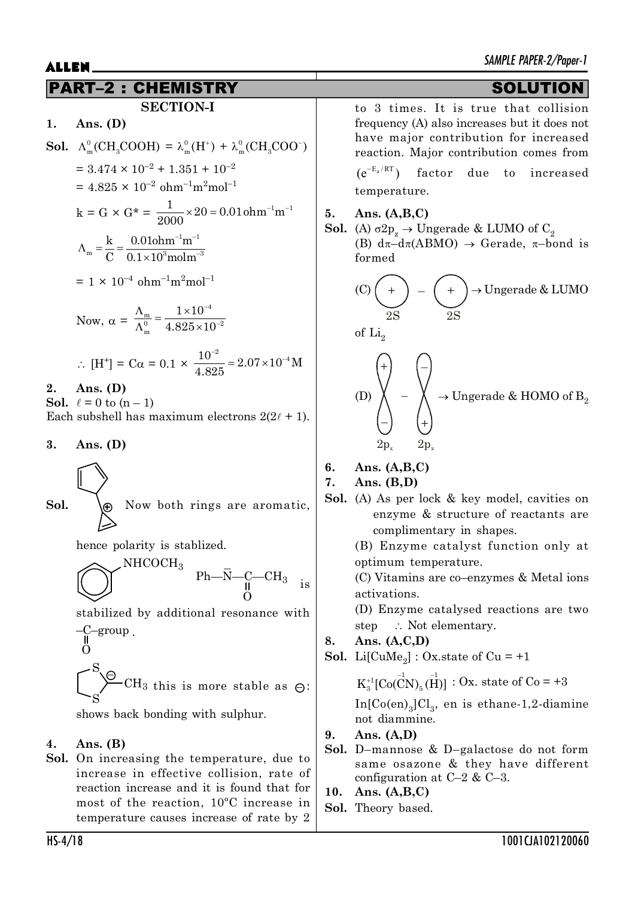# PART–2 : CHEMISTRY SOLUTION

## SECTION-I

**1. Ans. (D)**

**Sol.** $\Lambda_m^0(CH_3COOH) = \lambda_m^0(H^+) + \lambda_m^0(CH_3COO^-)$

$= 3.474 \times 10^{-2} + 1.351 + 10^{-2}$

$= 4.825 \times 10^{-2}$ ohm$^{-1}$m$^2$mol$^{-1}$

$k = G \times G^* = \frac{1}{2000} \times 20 = 0.01 \text{ohm}^{-1}\text{m}^{-1}$

$\Lambda_m = \frac{k}{C} = \frac{0.01\text{ohm}^{-1}\text{m}^{-1}}{0.1 \times 10^3 \text{molm}^{-3}}$

$= 1 \times 10^{-4}$ ohm$^{-1}$m$^2$mol$^{-1}$

Now, $\alpha = \frac{\Lambda_m}{\Lambda_m^0} = \frac{1 \times 10^{-4}}{4.825 \times 10^{-2}}$

$\therefore [H^+] = C\alpha = 0.1 \times \frac{10^{-2}}{4.825} = 2.07 \times 10^{-4}$M

**2. Ans. (D)**

**Sol.** $\ell = 0$ to $(n - 1)$

Each subshell has maximum electrons $2(2\ell + 1)$.

**3. Ans. (D)**

**Sol.** (Cyclopentadienyl–cyclopropenyl structure with ⊕) Now both rings are aromatic, hence polarity is stablized.

(Acetanilide, $NHCOCH_3$ on benzene) $Ph—\bar{N}—\underset{\underset{O}{\|}}{C}—CH_3$ is stabilized by additional resonance with $-\underset{\underset{O}{\|}}{C}-$group.

(1,3-dithiolane ring with ⊖ and $CH_3$) this is more stable as ⊖: shows back bonding with sulphur.

**4. Ans. (B)**

**Sol.** On increasing the temperature, due to increase in effective collision, rate of reaction increase and it is found that for most of the reaction, 10°C increase in temperature causes increase of rate by 2 to 3 times. It is true that collision frequency (A) also increases but it does not have major contribution for increased reaction. Major contribution comes from $(e^{-E_a/RT})$ factor due to increased temperature.

**5. Ans. (A,B,C)**

**Sol.** (A) $\sigma 2p_z \rightarrow$ Ungerade & LUMO of $C_2$

(B) $d\pi$–$d\pi$(ABMO) $\rightarrow$ Gerade, $\pi$–bond is formed

(C) (+) – (+) [2S, 2S] $\rightarrow$ Ungerade & LUMO of $Li_2$

(D) [$2p_x$ (+/–)] – [$2p_x$ (–/+)] $\rightarrow$ Ungerade & HOMO of $B_2$

**6. Ans. (A,B,C)**

**7. Ans. (B,D)**

**Sol.** (A) As per lock & key model, cavities on enzyme & structure of reactants are complimentary in shapes.

(B) Enzyme catalyst function only at optimum temperature.

(C) Vitamins are co–enzymes & Metal ions activations.

(D) Enzyme catalysed reactions are two step $\therefore$ Not elementary.

**8. Ans. (A,C,D)**

**Sol.** $Li[CuMe_2]$ : Ox.state of Cu = +1

$K_3^{+1}[Co(\overset{-1}{C}N)_5(\overset{-1}{H})]$ : Ox. state of Co = +3

$In[Co(en)_3]Cl_3$, en is ethane-1,2-diamine not diammine.

**9. Ans. (A,D)**

**Sol.** D–mannose & D–galactose do not form same osazone & they have different configuration at C–2 & C–3.

**10. Ans. (A,B,C)**

**Sol.** Theory based.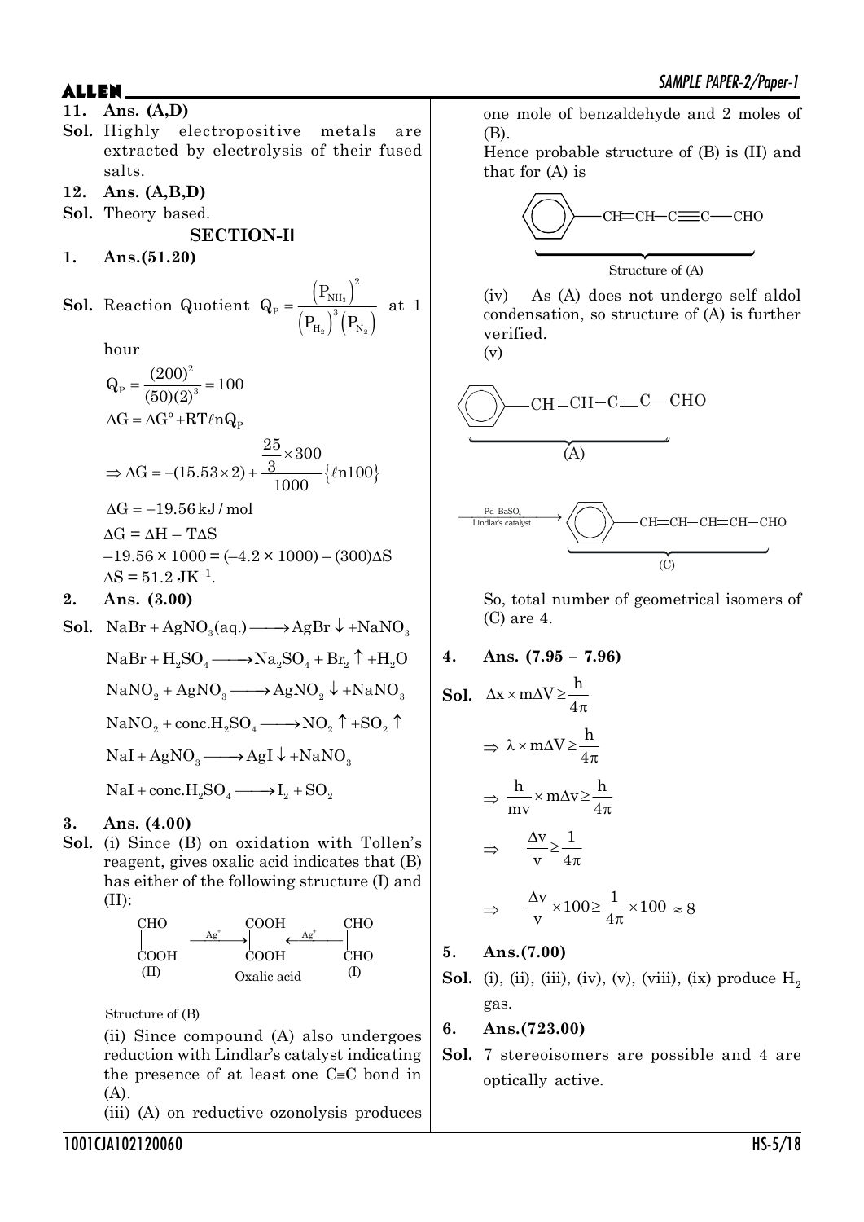**11. Ans. (A,D)**

**Sol.** Highly electropositive metals are extracted by electrolysis of their fused salts.

**12. Ans. (A,B,D)**

**Sol.** Theory based.

## SECTION-II

**1. Ans.(51.20)**

**Sol.** Reaction Quotient $Q_P = \frac{\left(P_{NH_3}\right)^2}{\left(P_{H_2}\right)^3\left(P_{N_2}\right)}$ at 1 hour

$$Q_P = \frac{(200)^2}{(50)(2)^3} = 100$$

$$\Delta G = \Delta G^o + RT\ell n Q_P$$

$$\Rightarrow \Delta G = -(15.53 \times 2) + \frac{\frac{25}{3} \times 300}{1000}\{\ell n 100\}$$

$$\Delta G = -19.56\, kJ/mol$$

$$\Delta G = \Delta H - T\Delta S$$

$$-19.56 \times 1000 = (-4.2 \times 1000) - (300)\Delta S$$

$$\Delta S = 51.2\ JK^{-1}.$$

**2. Ans. (3.00)**

**Sol.**

$$NaBr + AgNO_3(aq.) \longrightarrow AgBr\downarrow + NaNO_3$$

$$NaBr + H_2SO_4 \longrightarrow Na_2SO_4 + Br_2\uparrow + H_2O$$

$$NaNO_2 + AgNO_3 \longrightarrow AgNO_2\downarrow + NaNO_3$$

$$NaNO_2 + conc.H_2SO_4 \longrightarrow NO_2\uparrow + SO_2\uparrow$$

$$NaI + AgNO_3 \longrightarrow AgI\downarrow + NaNO_3$$

$$NaI + conc.H_2SO_4 \longrightarrow I_2 + SO_2$$

**3. Ans. (4.00)**

**Sol.** (i) Since (B) on oxidation with Tollen's reagent, gives oxalic acid indicates that (B) has either of the following structure (I) and (II):

(II) CHO–COOH $\xrightarrow{Ag^+}$ COOH–COOH (Oxalic acid) $\xleftarrow{Ag^+}$ CHO–CHO (I)

Structure of (B)

(ii) Since compound (A) also undergoes reduction with Lindlar's catalyst indicating the presence of at least one C≡C bond in (A).

(iii) (A) on reductive ozonolysis produces one mole of benzaldehyde and 2 moles of (B).

Hence probable structure of (B) is (II) and that for (A) is

$C_6H_5$–CH=CH–C≡C–CHO

Structure of (A)

(iv) As (A) does not undergo self aldol condensation, so structure of (A) is further verified.

(v)

$C_6H_5$–CH=CH–C≡C–CHO (A) $\xrightarrow[\text{Lindlar's catalyst}]{Pd\text{–}BaSO_4}$ $C_6H_5$–CH=CH–CH=CH–CHO (C)

So, total number of geometrical isomers of (C) are 4.

**4. Ans. (7.95 – 7.96)**

**Sol.**

$$\Delta x \times m\Delta V \geq \frac{h}{4\pi}$$

$$\Rightarrow \lambda \times m\Delta V \geq \frac{h}{4\pi}$$

$$\Rightarrow \frac{h}{mv} \times m\Delta v \geq \frac{h}{4\pi}$$

$$\Rightarrow \frac{\Delta v}{v} \geq \frac{1}{4\pi}$$

$$\Rightarrow \frac{\Delta v}{v} \times 100 \geq \frac{1}{4\pi} \times 100 \approx 8$$

**5. Ans.(7.00)**

**Sol.** (i), (ii), (iii), (iv), (v), (viii), (ix) produce $H_2$ gas.

**6. Ans.(723.00)**

**Sol.** 7 stereoisomers are possible and 4 are optically active.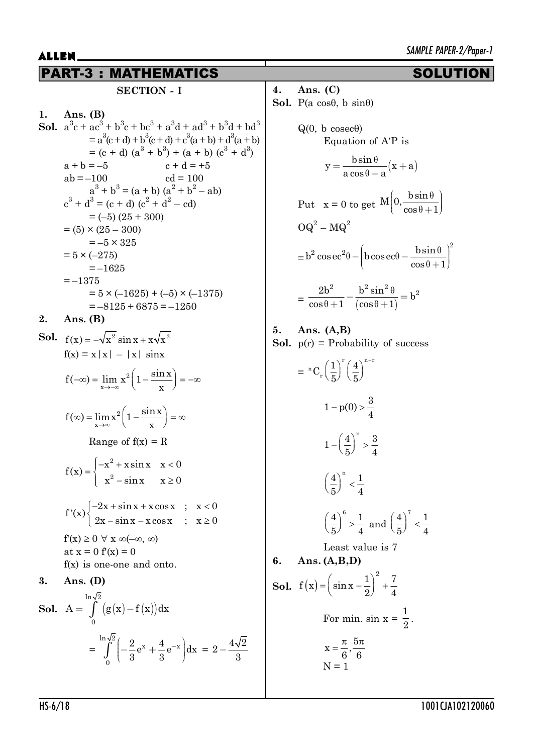# PART-3 : MATHEMATICS — SOLUTION

## SECTION - I

**1. Ans. (B)**

**Sol.** $a^3c + ac^3 + b^3c + bc^3 + a^3d + ad^3 + b^3d + bd^3$

$= a^3(c+d) + b^3(c+d) + c^3(a+b) + d^3(a+b)$

$= (c + d)(a^3 + b^3) + (a + b)(c^3 + d^3)$

$a + b = -5 \qquad c + d = +5$

$ab = -100 \qquad cd = 100$

$a^3 + b^3 = (a + b)(a^2 + b^2 - ab)$

$c^3 + d^3 = (c + d)(c^2 + d^2 - cd)$

$= (-5)(25 + 300)$

$= (5) \times (25 - 300)$

$= -5 \times 325$

$= 5 \times (-275)$

$= -1625$

$= -1375$

$= 5 \times (-1625) + (-5) \times (-1375)$

$= -8125 + 6875 = -1250$

**2. Ans. (B)**

**Sol.** $f(x) = -\sqrt{x^2}\sin x + x\sqrt{x^2}$

$f(x) = x|x| - |x| \sin x$

$f(-\infty) = \lim_{x\to-\infty} x^2\left(1 - \frac{\sin x}{x}\right) = -\infty$

$f(\infty) = \lim_{x\to\infty} x^2\left(1 - \frac{\sin x}{x}\right) = \infty$

Range of $f(x) = R$

$$f(x) = \begin{cases} -x^2 + x\sin x & x < 0 \\ x^2 - \sin x & x \geq 0 \end{cases}$$

$$f'(x)\begin{cases} -2x + \sin x + x\cos x & ; \quad x < 0 \\ 2x - \sin x - x\cos x & ; \quad x \geq 0 \end{cases}$$

$f'(x) \geq 0 \ \forall \ x \ \infty(-\infty, \infty)$

at $x = 0$ $f'(x) = 0$

$f(x)$ is one-one and onto.

**3. Ans. (D)**

**Sol.** $A = \int_0^{\ln\sqrt{2}} (g(x) - f(x))dx$

$= \int_0^{\ln\sqrt{2}} \left(-\frac{2}{3}e^x + \frac{4}{3}e^{-x}\right)dx = 2 - \frac{4\sqrt{2}}{3}$

**4. Ans. (C)**

**Sol.** $P(a\cos\theta, b\sin\theta)$

$Q(0, b\,\text{cosec}\theta)$

Equation of A′P is

$$y = \frac{b\sin\theta}{a\cos\theta + a}(x + a)$$

Put $x = 0$ to get $M\left(0, \frac{b\sin\theta}{\cos\theta + 1}\right)$

$OQ^2 - MQ^2$

$$= b^2\text{cosec}^2\theta - \left(b\,\text{cosec}\theta - \frac{b\sin\theta}{\cos\theta + 1}\right)^2$$

$$= \frac{2b^2}{\cos\theta + 1} - \frac{b^2\sin^2\theta}{(\cos\theta + 1)} = b^2$$

**5. Ans. (A,B)**

**Sol.** $p(r)$ = Probability of success

$$= {}^nC_r\left(\frac{1}{5}\right)^r\left(\frac{4}{5}\right)^{n-r}$$

$$1 - p(0) > \frac{3}{4}$$

$$1 - \left(\frac{4}{5}\right)^n > \frac{3}{4}$$

$$\left(\frac{4}{5}\right)^n < \frac{1}{4}$$

$$\left(\frac{4}{5}\right)^6 > \frac{1}{4} \text{ and } \left(\frac{4}{5}\right)^7 < \frac{1}{4}$$

Least value is 7

**6. Ans. (A,B,D)**

**Sol.** $f(x) = \left(\sin x - \frac{1}{2}\right)^2 + \frac{7}{4}$

For min. $\sin x = \frac{1}{2}$.

$x = \frac{\pi}{6}, \frac{5\pi}{6}$

$N = 1$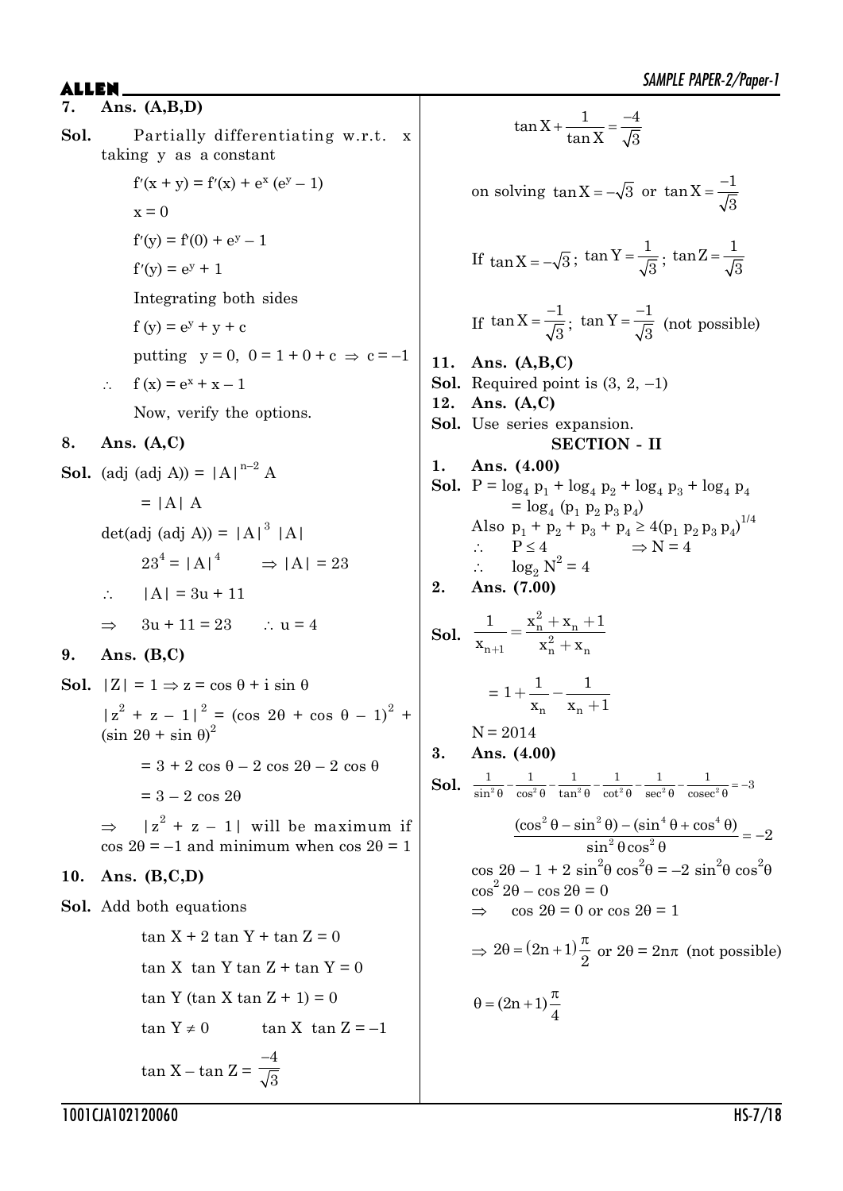**7. Ans. (A,B,D)**

**Sol.** Partially differentiating w.r.t. x taking y as a constant

$f'(x + y) = f'(x) + e^x (e^y - 1)$

$x = 0$

$f'(y) = f'(0) + e^y - 1$

$f'(y) = e^y + 1$

Integrating both sides

$f(y) = e^y + y + c$

putting $y = 0,\ 0 = 1 + 0 + c \Rightarrow c = -1$

$\therefore\ f(x) = e^x + x - 1$

Now, verify the options.

**8. Ans. (A,C)**

**Sol.** $(\text{adj}(\text{adj } A)) = |A|^{n-2} A$

$= |A|\, A$

$\det(\text{adj}(\text{adj } A)) = |A|^3\, |A|$

$23^4 = |A|^4 \quad \Rightarrow |A| = 23$

$\therefore\quad |A| = 3u + 11$

$\Rightarrow\quad 3u + 11 = 23 \quad \therefore u = 4$

**9. Ans. (B,C)**

**Sol.** $|Z| = 1 \Rightarrow z = \cos\theta + i\sin\theta$

$|z^2 + z - 1|^2 = (\cos 2\theta + \cos\theta - 1)^2 + (\sin 2\theta + \sin\theta)^2$

$= 3 + 2\cos\theta - 2\cos 2\theta - 2\cos\theta$

$= 3 - 2\cos 2\theta$

$\Rightarrow\quad |z^2 + z - 1|$ will be maximum if $\cos 2\theta = -1$ and minimum when $\cos 2\theta = 1$

**10. Ans. (B,C,D)**

**Sol.** Add both equations

$\tan X + 2\tan Y + \tan Z = 0$

$\tan X\ \tan Y \tan Z + \tan Y = 0$

$\tan Y(\tan X \tan Z + 1) = 0$

$\tan Y \neq 0 \qquad \tan X\ \tan Z = -1$

$\tan X - \tan Z = \dfrac{-4}{\sqrt{3}}$

$$\tan X + \frac{1}{\tan X} = \frac{-4}{\sqrt{3}}$$

on solving $\tan X = -\sqrt{3}$ or $\tan X = \dfrac{-1}{\sqrt{3}}$

If $\tan X = -\sqrt{3}$; $\tan Y = \dfrac{1}{\sqrt{3}}$; $\tan Z = \dfrac{1}{\sqrt{3}}$

If $\tan X = \dfrac{-1}{\sqrt{3}}$; $\tan Y = \dfrac{-1}{\sqrt{3}}$ (not possible)

**11. Ans. (A,B,C)**

**Sol.** Required point is $(3, 2, -1)$

**12. Ans. (A,C)**

**Sol.** Use series expansion.

## SECTION - II

**1. Ans. (4.00)**

**Sol.** $P = \log_4 p_1 + \log_4 p_2 + \log_4 p_3 + \log_4 p_4$

$= \log_4 (p_1\, p_2\, p_3\, p_4)$

Also $p_1 + p_2 + p_3 + p_4 \geq 4(p_1\, p_2\, p_3\, p_4)^{1/4}$

$\therefore\quad P \leq 4 \qquad \Rightarrow N = 4$

$\therefore\quad \log_2 N^2 = 4$

**2. Ans. (7.00)**

**Sol.** $\dfrac{1}{x_{n+1}} = \dfrac{x_n^2 + x_n + 1}{x_n^2 + x_n}$

$= 1 + \dfrac{1}{x_n} - \dfrac{1}{x_n + 1}$

$N = 2014$

**3. Ans. (4.00)**

**Sol.** $\dfrac{1}{\sin^2\theta} - \dfrac{1}{\cos^2\theta} - \dfrac{1}{\tan^2\theta} - \dfrac{1}{\cot^2\theta} - \dfrac{1}{\sec^2\theta} - \dfrac{1}{\text{cosec}^2\theta} = -3$

$$\frac{(\cos^2\theta - \sin^2\theta) - (\sin^4\theta + \cos^4\theta)}{\sin^2\theta\cos^2\theta} = -2$$

$\cos 2\theta - 1 + 2\sin^2\theta\cos^2\theta = -2\sin^2\theta\cos^2\theta$

$\cos^2 2\theta - \cos 2\theta = 0$

$\Rightarrow\quad \cos 2\theta = 0$ or $\cos 2\theta = 1$

$\Rightarrow 2\theta = (2n+1)\dfrac{\pi}{2}$ or $2\theta = 2n\pi$ (not possible)

$\theta = (2n+1)\dfrac{\pi}{4}$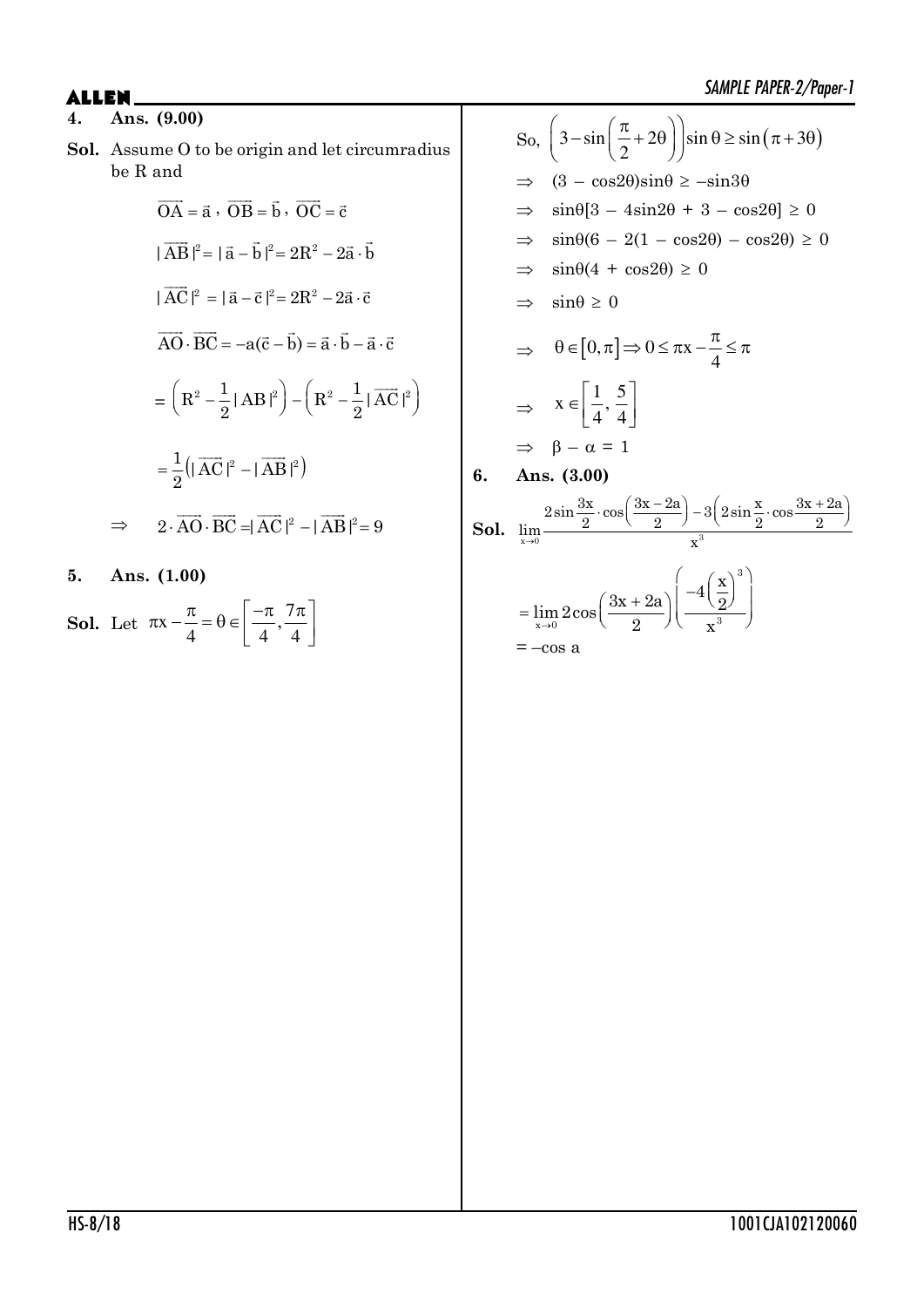**4. Ans. (9.00)**

**Sol.** Assume O to be origin and let circumradius be R and

$$\overrightarrow{OA} = \vec{a},\ \overrightarrow{OB} = \vec{b},\ \overrightarrow{OC} = \vec{c}$$

$$|\overrightarrow{AB}|^2 = |\vec{a} - \vec{b}|^2 = 2R^2 - 2\vec{a}\cdot\vec{b}$$

$$|\overrightarrow{AC}|^2 = |\vec{a} - \vec{c}|^2 = 2R^2 - 2\vec{a}\cdot\vec{c}$$

$$\overrightarrow{AO}\cdot\overrightarrow{BC} = -a(\vec{c} - \vec{b}) = \vec{a}\cdot\vec{b} - \vec{a}\cdot\vec{c}$$

$$= \left(R^2 - \frac{1}{2}|AB|^2\right) - \left(R^2 - \frac{1}{2}|\overrightarrow{AC}|^2\right)$$

$$= \frac{1}{2}\left(|\overrightarrow{AC}|^2 - |\overrightarrow{AB}|^2\right)$$

$$\Rightarrow \quad 2\cdot\overrightarrow{AO}\cdot\overrightarrow{BC} = |\overrightarrow{AC}|^2 - |\overrightarrow{AB}|^2 = 9$$

**5. Ans. (1.00)**

**Sol.** Let $\pi x - \frac{\pi}{4} = \theta \in \left[\frac{-\pi}{4}, \frac{7\pi}{4}\right]$

So, $\left(3 - \sin\left(\frac{\pi}{2} + 2\theta\right)\right)\sin\theta \geq \sin(\pi + 3\theta)$

$\Rightarrow \quad (3 - \cos 2\theta)\sin\theta \geq -\sin 3\theta$

$\Rightarrow \quad \sin\theta[3 - 4\sin 2\theta + 3 - \cos 2\theta] \geq 0$

$\Rightarrow \quad \sin\theta(6 - 2(1 - \cos 2\theta) - \cos 2\theta) \geq 0$

$\Rightarrow \quad \sin\theta(4 + \cos 2\theta) \geq 0$

$\Rightarrow \quad \sin\theta \geq 0$

$\Rightarrow \quad \theta \in [0, \pi] \Rightarrow 0 \leq \pi x - \frac{\pi}{4} \leq \pi$

$\Rightarrow \quad x \in \left[\frac{1}{4}, \frac{5}{4}\right]$

$\Rightarrow \quad \beta - \alpha = 1$

**6. Ans. (3.00)**

**Sol.** $$\lim_{x\to 0} \frac{2\sin\frac{3x}{2}\cdot\cos\left(\frac{3x - 2a}{2}\right) - 3\left(2\sin\frac{x}{2}\cdot\cos\frac{3x + 2a}{2}\right)}{x^3}$$

$$= \lim_{x\to 0} 2\cos\left(\frac{3x + 2a}{2}\right)\left(\frac{-4\left(\frac{x}{2}\right)^3}{x^3}\right)$$

$= -\cos a$